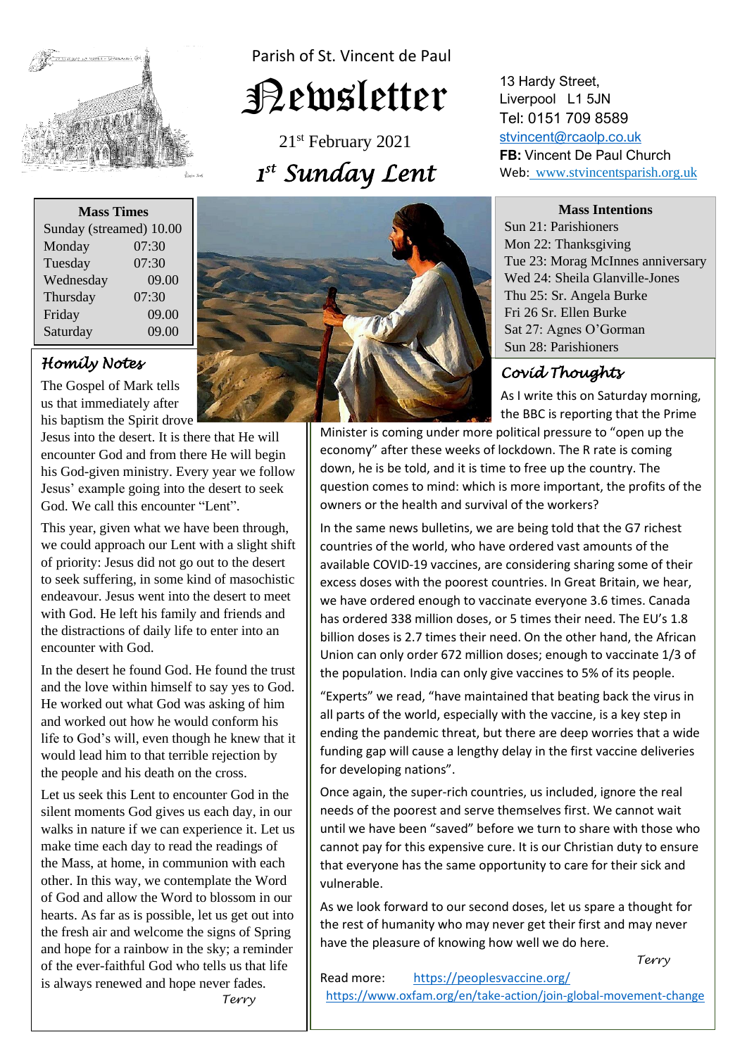Parish of St. Vincent de Paul

# Newsletter

21st February 2021

## 1st Sunday Lent

13 Hardy Street,
Liverpool L1 5JN
Tel: 0151 709 8589
stvincent@rcaolp.co.uk
**FB:** Vincent De Paul Church
Web: www.stvincentsparish.org.uk

| Mass Times | |
|---|---|
| Sunday (streamed) | 10.00 |
| Monday | 07:30 |
| Tuesday | 07:30 |
| Wednesday | 09.00 |
| Thursday | 07:30 |
| Friday | 09.00 |
| Saturday | 09.00 |

**Mass Intentions**

Sun 21: Parishioners
Mon 22: Thanksgiving
Tue 23: Morag McInnes anniversary
Wed 24: Sheila Glanville-Jones
Thu 25: Sr. Angela Burke
Fri 26 Sr. Ellen Burke
Sat 27: Agnes O'Gorman
Sun 28: Parishioners

### *Homily Notes*

The Gospel of Mark tells us that immediately after his baptism the Spirit drove Jesus into the desert. It is there that He will encounter God and from there He will begin his God-given ministry. Every year we follow Jesus' example going into the desert to seek God. We call this encounter "Lent".

This year, given what we have been through, we could approach our Lent with a slight shift of priority: Jesus did not go out to the desert to seek suffering, in some kind of masochistic endeavour. Jesus went into the desert to meet with God. He left his family and friends and the distractions of daily life to enter into an encounter with God.

In the desert he found God. He found the trust and the love within himself to say yes to God. He worked out what God was asking of him and worked out how he would conform his life to God's will, even though he knew that it would lead him to that terrible rejection by the people and his death on the cross.

Let us seek this Lent to encounter God in the silent moments God gives us each day, in our walks in nature if we can experience it. Let us make time each day to read the readings of the Mass, at home, in communion with each other. In this way, we contemplate the Word of God and allow the Word to blossom in our hearts. As far as is possible, let us get out into the fresh air and welcome the signs of Spring and hope for a rainbow in the sky; a reminder of the ever-faithful God who tells us that life is always renewed and hope never fades.

*Terry*

### *Covid Thoughts*

As I write this on Saturday morning, the BBC is reporting that the Prime Minister is coming under more political pressure to "open up the economy" after these weeks of lockdown. The R rate is coming down, he is be told, and it is time to free up the country. The question comes to mind: which is more important, the profits of the owners or the health and survival of the workers?

In the same news bulletins, we are being told that the G7 richest countries of the world, who have ordered vast amounts of the available COVID-19 vaccines, are considering sharing some of their excess doses with the poorest countries. In Great Britain, we hear, we have ordered enough to vaccinate everyone 3.6 times. Canada has ordered 338 million doses, or 5 times their need. The EU's 1.8 billion doses is 2.7 times their need. On the other hand, the African Union can only order 672 million doses; enough to vaccinate 1/3 of the population. India can only give vaccines to 5% of its people.

"Experts" we read, "have maintained that beating back the virus in all parts of the world, especially with the vaccine, is a key step in ending the pandemic threat, but there are deep worries that a wide funding gap will cause a lengthy delay in the first vaccine deliveries for developing nations".

Once again, the super-rich countries, us included, ignore the real needs of the poorest and serve themselves first. We cannot wait until we have been "saved" before we turn to share with those who cannot pay for this expensive cure. It is our Christian duty to ensure that everyone has the same opportunity to care for their sick and vulnerable.

As we look forward to our second doses, let us spare a thought for the rest of humanity who may never get their first and may never have the pleasure of knowing how well we do here.

*Terry*

Read more: https://peoplesvaccine.org/
https://www.oxfam.org/en/take-action/join-global-movement-change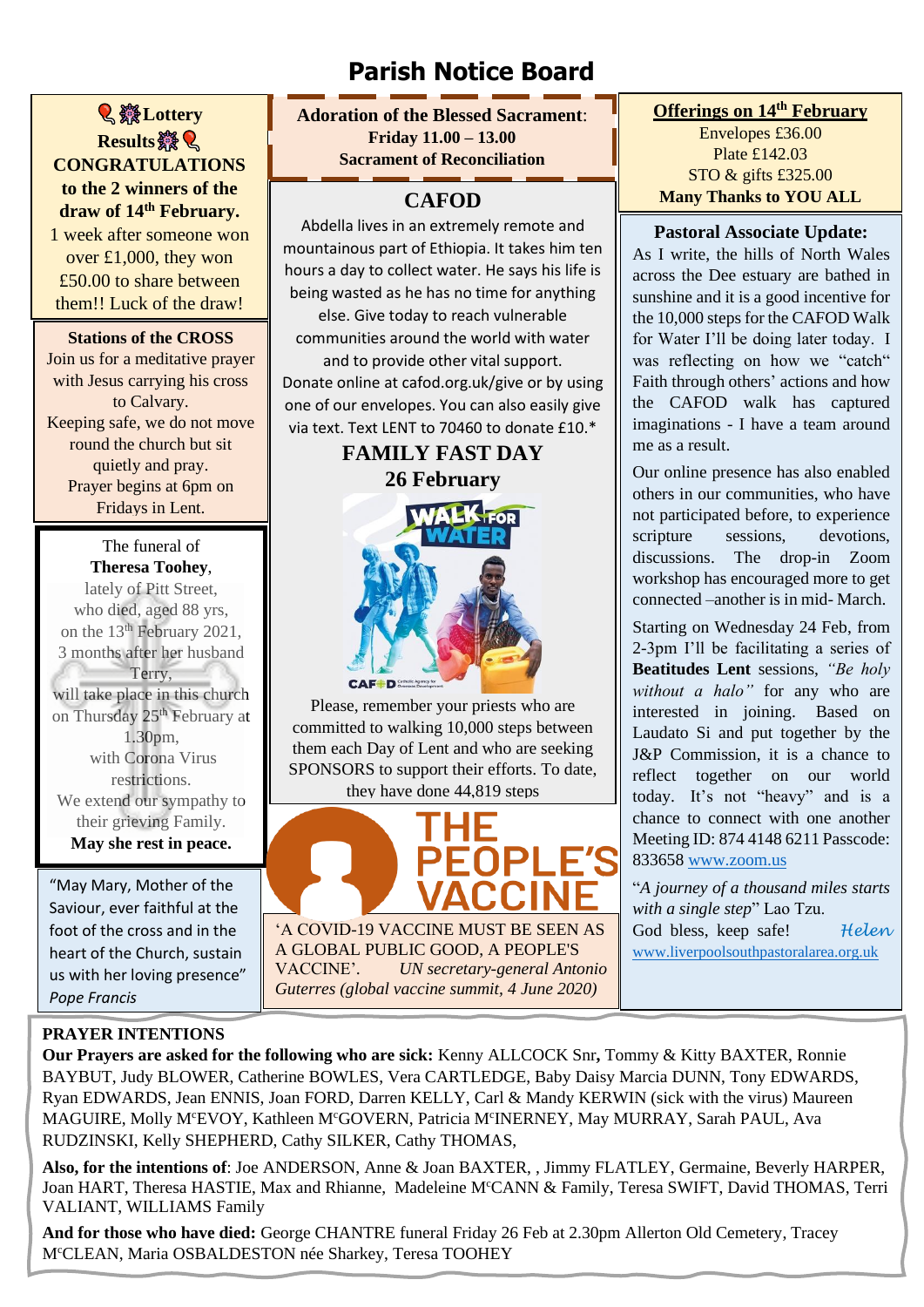# Parish Notice Board

**🎈🎆Lottery Results🎆🎈**

**CONGRATULATIONS to the 2 winners of the draw of 14th February.**

1 week after someone won over £1,000, they won £50.00 to share between them!! Luck of the draw!

**Stations of the CROSS**

Join us for a meditative prayer with Jesus carrying his cross to Calvary.

Keeping safe, we do not move round the church but sit quietly and pray.

Prayer begins at 6pm on Fridays in Lent.

The funeral of **Theresa Toohey**, lately of Pitt Street, who died, aged 88 yrs, on the 13th February 2021, 3 months after her husband Terry, will take place in this church on Thursday 25th February at 1.30pm, with Corona Virus restrictions.

We extend our sympathy to their grieving Family.

**May she rest in peace.**

"May Mary, Mother of the Saviour, ever faithful at the foot of the cross and in the heart of the Church, sustain us with her loving presence" *Pope Francis*

**Adoration of the Blessed Sacrament: Friday 11.00 – 13.00**
**Sacrament of Reconciliation**

## CAFOD

Abdella lives in an extremely remote and mountainous part of Ethiopia. It takes him ten hours a day to collect water. He says his life is being wasted as he has no time for anything else. Give today to reach vulnerable communities around the world with water and to provide other vital support. Donate online at cafod.org.uk/give or by using one of our envelopes. You can also easily give via text. Text LENT to 70460 to donate £10.*

**FAMILY FAST DAY**
**26 February**

WALK FOR WATER
CAFOD Catholic Agency for Overseas Development

Please, remember your priests who are committed to walking 10,000 steps between them each Day of Lent and who are seeking SPONSORS to support their efforts. To date, they have done 44,819 steps

THE PEOPLE'S VACCINE

'A COVID-19 VACCINE MUST BE SEEN AS A GLOBAL PUBLIC GOOD, A PEOPLE'S VACCINE'. *UN secretary-general Antonio Guterres (global vaccine summit, 4 June 2020)*

**Offerings on 14th February**

Envelopes £36.00
Plate £142.03
STO & gifts £325.00
**Many Thanks to YOU ALL**

**Pastoral Associate Update:**

As I write, the hills of North Wales across the Dee estuary are bathed in sunshine and it is a good incentive for the 10,000 steps for the CAFOD Walk for Water I'll be doing later today. I was reflecting on how we "catch" Faith through others' actions and how the CAFOD walk has captured imaginations - I have a team around me as a result.

Our online presence has also enabled others in our communities, who have not participated before, to experience scripture sessions, devotions, discussions. The drop-in Zoom workshop has encouraged more to get connected –another is in mid- March.

Starting on Wednesday 24 Feb, from 2-3pm I'll be facilitating a series of **Beatitudes Lent** sessions, *"Be holy without a halo"* for any who are interested in joining. Based on Laudato Si and put together by the J&P Commission, it is a chance to reflect together on our world today. It's not "heavy" and is a chance to connect with one another Meeting ID: 874 4148 6211 Passcode: 833658 www.zoom.us

"*A journey of a thousand miles starts with a single step*" Lao Tzu.

God bless, keep safe! *Helen*

www.liverpoolsouthpastoralarea.org.uk

**PRAYER INTENTIONS**

**Our Prayers are asked for the following who are sick:** Kenny ALLCOCK Snr**,** Tommy & Kitty BAXTER, Ronnie BAYBUT, Judy BLOWER, Catherine BOWLES, Vera CARTLEDGE, Baby Daisy Marcia DUNN, Tony EDWARDS, Ryan EDWARDS, Jean ENNIS, Joan FORD, Darren KELLY, Carl & Mandy KERWIN (sick with the virus) Maureen MAGUIRE, Molly McEVOY, Kathleen McGOVERN, Patricia McINERNEY, May MURRAY, Sarah PAUL, Ava RUDZINSKI, Kelly SHEPHERD, Cathy SILKER, Cathy THOMAS,

**Also, for the intentions of**: Joe ANDERSON, Anne & Joan BAXTER, , Jimmy FLATLEY, Germaine, Beverly HARPER, Joan HART, Theresa HASTIE, Max and Rhianne, Madeleine McCANN & Family, Teresa SWIFT, David THOMAS, Terri VALIANT, WILLIAMS Family

**And for those who have died:** George CHANTRE funeral Friday 26 Feb at 2.30pm Allerton Old Cemetery, Tracey McCLEAN, Maria OSBALDESTON née Sharkey, Teresa TOOHEY